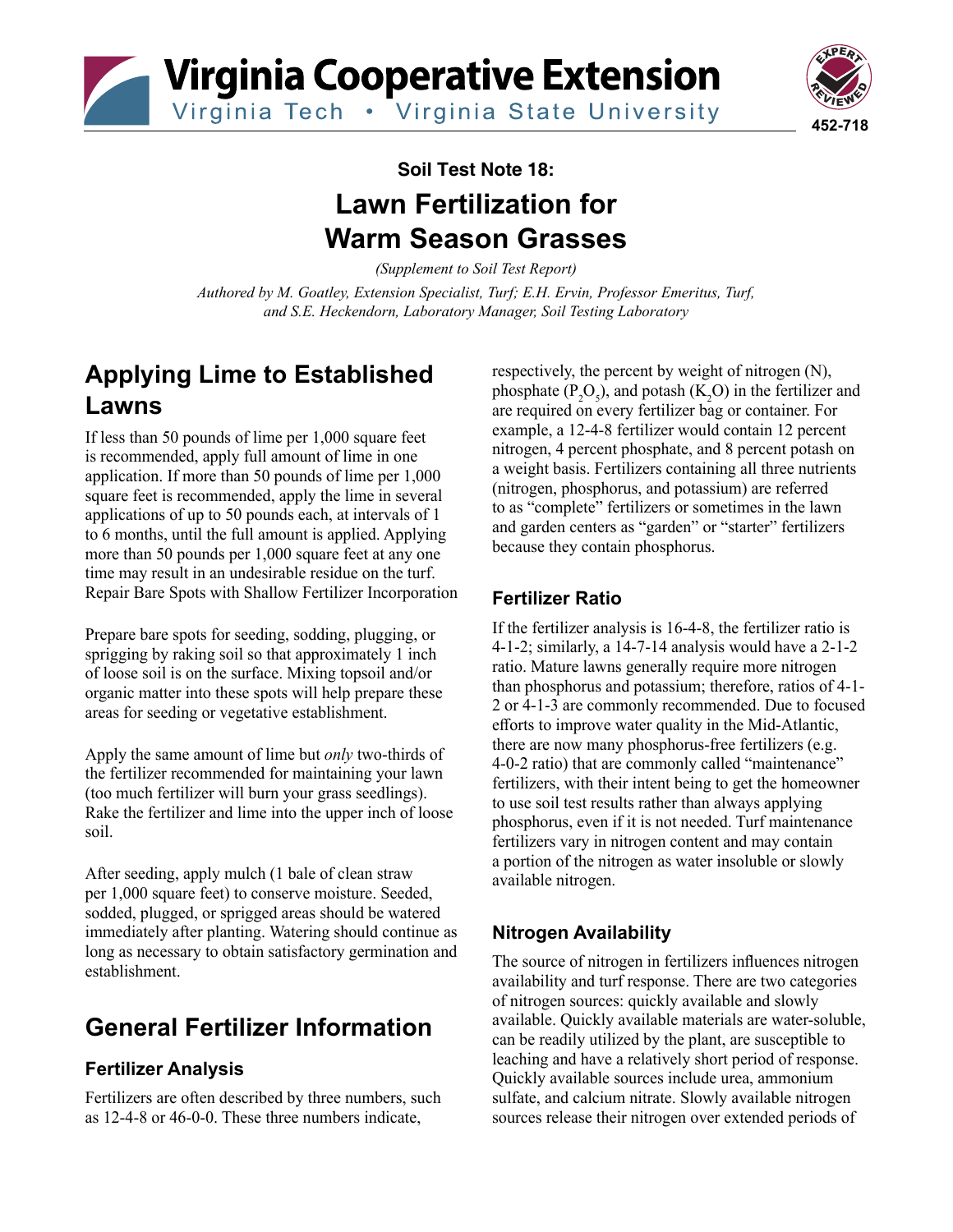Virginia Cooperative Extension

Virginia Tech • Virginia State University

452-718

**Soil Test Note 18:**

# Lawn Fertilization for Warm Season Grasses

*(Supplement to Soil Test Report)*

*Authored by M. Goatley, Extension Specialist, Turf; E.H. Ervin, Professor Emeritus, Turf, and S.E. Heckendorn, Laboratory Manager, Soil Testing Laboratory*

## Applying Lime to Established Lawns

If less than 50 pounds of lime per 1,000 square feet is recommended, apply full amount of lime in one application. If more than 50 pounds of lime per 1,000 square feet is recommended, apply the lime in several applications of up to 50 pounds each, at intervals of 1 to 6 months, until the full amount is applied. Applying more than 50 pounds per 1,000 square feet at any one time may result in an undesirable residue on the turf.

Repair Bare Spots with Shallow Fertilizer Incorporation

Prepare bare spots for seeding, sodding, plugging, or sprigging by raking soil so that approximately 1 inch of loose soil is on the surface. Mixing topsoil and/or organic matter into these spots will help prepare these areas for seeding or vegetative establishment.

Apply the same amount of lime but *only* two-thirds of the fertilizer recommended for maintaining your lawn (too much fertilizer will burn your grass seedlings). Rake the fertilizer and lime into the upper inch of loose soil.

After seeding, apply mulch (1 bale of clean straw per 1,000 square feet) to conserve moisture. Seeded, sodded, plugged, or sprigged areas should be watered immediately after planting. Watering should continue as long as necessary to obtain satisfactory germination and establishment.

## General Fertilizer Information

### Fertilizer Analysis

Fertilizers are often described by three numbers, such as 12-4-8 or 46-0-0. These three numbers indicate, respectively, the percent by weight of nitrogen (N), phosphate ($P_2O_5$), and potash ($K_2O$) in the fertilizer and are required on every fertilizer bag or container. For example, a 12-4-8 fertilizer would contain 12 percent nitrogen, 4 percent phosphate, and 8 percent potash on a weight basis. Fertilizers containing all three nutrients (nitrogen, phosphorus, and potassium) are referred to as "complete" fertilizers or sometimes in the lawn and garden centers as "garden" or "starter" fertilizers because they contain phosphorus.

### Fertilizer Ratio

If the fertilizer analysis is 16-4-8, the fertilizer ratio is 4-1-2; similarly, a 14-7-14 analysis would have a 2-1-2 ratio. Mature lawns generally require more nitrogen than phosphorus and potassium; therefore, ratios of 4-1-2 or 4-1-3 are commonly recommended. Due to focused efforts to improve water quality in the Mid-Atlantic, there are now many phosphorus-free fertilizers (e.g. 4-0-2 ratio) that are commonly called "maintenance" fertilizers, with their intent being to get the homeowner to use soil test results rather than always applying phosphorus, even if it is not needed. Turf maintenance fertilizers vary in nitrogen content and may contain a portion of the nitrogen as water insoluble or slowly available nitrogen.

### Nitrogen Availability

The source of nitrogen in fertilizers influences nitrogen availability and turf response. There are two categories of nitrogen sources: quickly available and slowly available. Quickly available materials are water-soluble, can be readily utilized by the plant, are susceptible to leaching and have a relatively short period of response. Quickly available sources include urea, ammonium sulfate, and calcium nitrate. Slowly available nitrogen sources release their nitrogen over extended periods of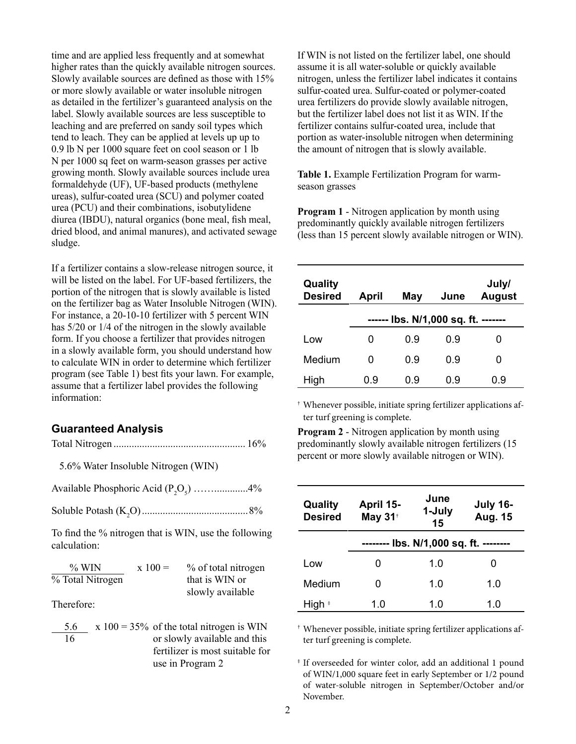time and are applied less frequently and at somewhat higher rates than the quickly available nitrogen sources. Slowly available sources are defined as those with 15% or more slowly available or water insoluble nitrogen as detailed in the fertilizer's guaranteed analysis on the label. Slowly available sources are less susceptible to leaching and are preferred on sandy soil types which tend to leach. They can be applied at levels up up to 0.9 lb N per 1000 square feet on cool season or 1 lb N per 1000 sq feet on warm-season grasses per active growing month. Slowly available sources include urea formaldehyde (UF), UF-based products (methylene ureas), sulfur-coated urea (SCU) and polymer coated urea (PCU) and their combinations, isobutylidene diurea (IBDU), natural organics (bone meal, fish meal, dried blood, and animal manures), and activated sewage sludge.

If a fertilizer contains a slow-release nitrogen source, it will be listed on the label. For UF-based fertilizers, the portion of the nitrogen that is slowly available is listed on the fertilizer bag as Water Insoluble Nitrogen (WIN). For instance, a 20-10-10 fertilizer with 5 percent WIN has 5/20 or 1/4 of the nitrogen in the slowly available form. If you choose a fertilizer that provides nitrogen in a slowly available form, you should understand how to calculate WIN in order to determine which fertilizer program (see Table 1) best fits your lawn. For example, assume that a fertilizer label provides the following information:

### Guaranteed Analysis

Total Nitrogen .................................................. 16%

5.6% Water Insoluble Nitrogen (WIN)

Available Phosphoric Acid ($P_2O_5$) ……............4%

Soluble Potash ($K_2O$) ........................................ 8%

To find the % nitrogen that is WIN, use the following calculation:

$$\frac{\%\ \text{WIN}}{\%\ \text{Total Nitrogen}} \times 100 = \%\ \text{of total nitrogen that is WIN or slowly available}$$

Therefore:

$$\frac{5.6}{16} \times 100 = 35\%$$ of the total nitrogen is WIN or slowly available and this fertilizer is most suitable for use in Program 2

If WIN is not listed on the fertilizer label, one should assume it is all water-soluble or quickly available nitrogen, unless the fertilizer label indicates it contains sulfur-coated urea. Sulfur-coated or polymer-coated urea fertilizers do provide slowly available nitrogen, but the fertilizer label does not list it as WIN. If the fertilizer contains sulfur-coated urea, include that portion as water-insoluble nitrogen when determining the amount of nitrogen that is slowly available.

**Table 1.** Example Fertilization Program for warm-season grasses

**Program 1** - Nitrogen application by month using predominantly quickly available nitrogen fertilizers (less than 15 percent slowly available nitrogen or WIN).

| Quality Desired | April | May | June | July/ August |
|---|---|---|---|---|
| | ------ lbs. N/1,000 sq. ft. ------- | | | |
| Low | 0 | 0.9 | 0.9 | 0 |
| Medium | 0 | 0.9 | 0.9 | 0 |
| High | 0.9 | 0.9 | 0.9 | 0.9 |

† Whenever possible, initiate spring fertilizer applications after turf greening is complete.

**Program 2** - Nitrogen application by month using predominantly slowly available nitrogen fertilizers (15 percent or more slowly available nitrogen or WIN).

| Quality Desired | April 15- May 31† | June 1-July 15 | July 16- Aug. 15 |
|---|---|---|---|
| | -------- lbs. N/1,000 sq. ft. -------- | | |
| Low | 0 | 1.0 | 0 |
| Medium | 0 | 1.0 | 1.0 |
| High ‡ | 1.0 | 1.0 | 1.0 |

† Whenever possible, initiate spring fertilizer applications after turf greening is complete.

‡ If overseeded for winter color, add an additional 1 pound of WIN/1,000 square feet in early September or 1/2 pound of water-soluble nitrogen in September/October and/or November.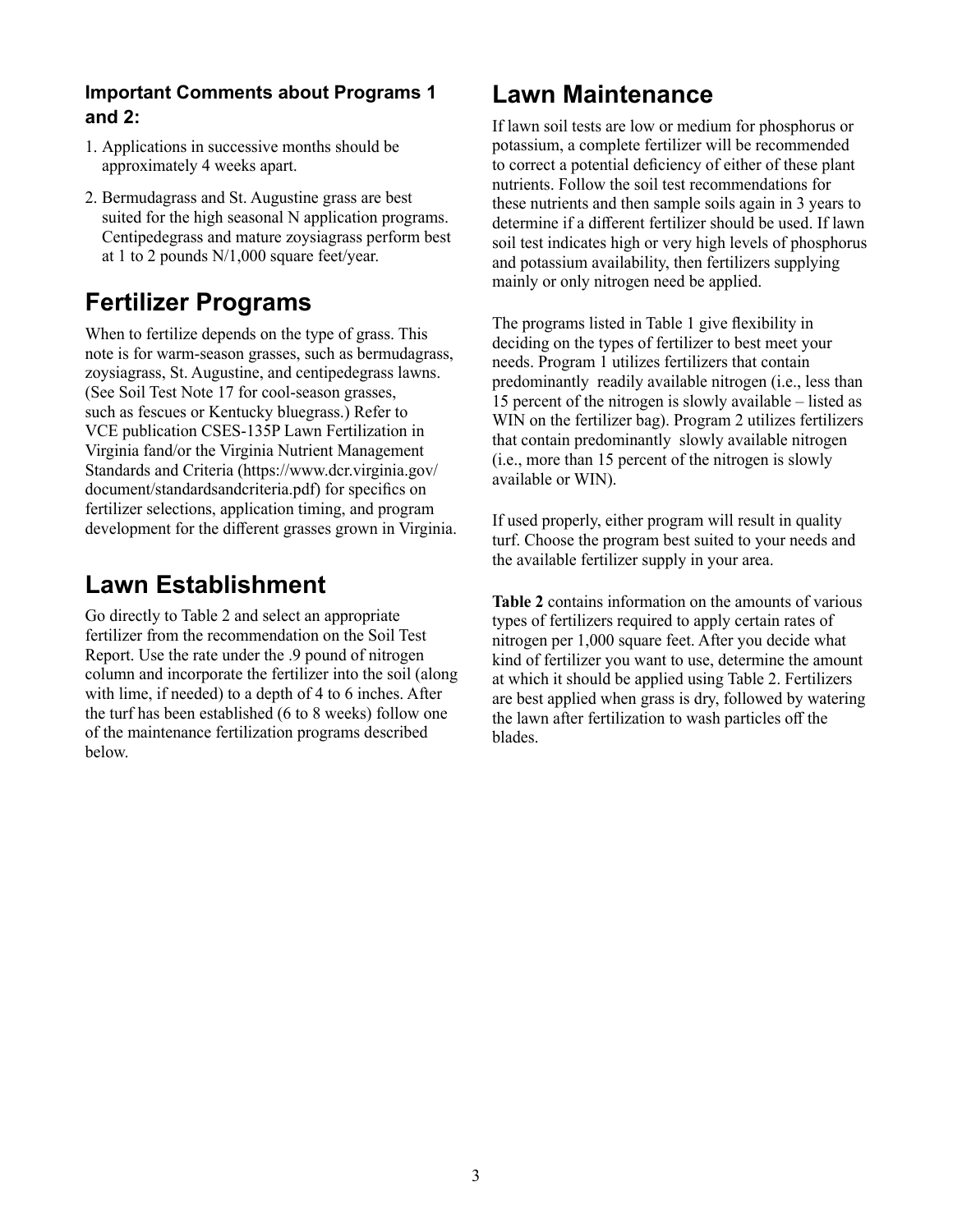### Important Comments about Programs 1 and 2:

1. Applications in successive months should be approximately 4 weeks apart.
2. Bermudagrass and St. Augustine grass are best suited for the high seasonal N application programs. Centipedegrass and mature zoysiagrass perform best at 1 to 2 pounds N/1,000 square feet/year.

## Fertilizer Programs

When to fertilize depends on the type of grass. This note is for warm-season grasses, such as bermudagrass, zoysiagrass, St. Augustine, and centipedegrass lawns. (See Soil Test Note 17 for cool-season grasses, such as fescues or Kentucky bluegrass.) Refer to VCE publication CSES-135P Lawn Fertilization in Virginia fand/or the Virginia Nutrient Management Standards and Criteria (https://www.dcr.virginia.gov/document/standardsandcriteria.pdf) for specifics on fertilizer selections, application timing, and program development for the different grasses grown in Virginia.

## Lawn Establishment

Go directly to Table 2 and select an appropriate fertilizer from the recommendation on the Soil Test Report. Use the rate under the .9 pound of nitrogen column and incorporate the fertilizer into the soil (along with lime, if needed) to a depth of 4 to 6 inches. After the turf has been established (6 to 8 weeks) follow one of the maintenance fertilization programs described below.

## Lawn Maintenance

If lawn soil tests are low or medium for phosphorus or potassium, a complete fertilizer will be recommended to correct a potential deficiency of either of these plant nutrients. Follow the soil test recommendations for these nutrients and then sample soils again in 3 years to determine if a different fertilizer should be used. If lawn soil test indicates high or very high levels of phosphorus and potassium availability, then fertilizers supplying mainly or only nitrogen need be applied.

The programs listed in Table 1 give flexibility in deciding on the types of fertilizer to best meet your needs. Program 1 utilizes fertilizers that contain predominantly readily available nitrogen (i.e., less than 15 percent of the nitrogen is slowly available – listed as WIN on the fertilizer bag). Program 2 utilizes fertilizers that contain predominantly slowly available nitrogen (i.e., more than 15 percent of the nitrogen is slowly available or WIN).

If used properly, either program will result in quality turf. Choose the program best suited to your needs and the available fertilizer supply in your area.

**Table 2** contains information on the amounts of various types of fertilizers required to apply certain rates of nitrogen per 1,000 square feet. After you decide what kind of fertilizer you want to use, determine the amount at which it should be applied using Table 2. Fertilizers are best applied when grass is dry, followed by watering the lawn after fertilization to wash particles off the blades.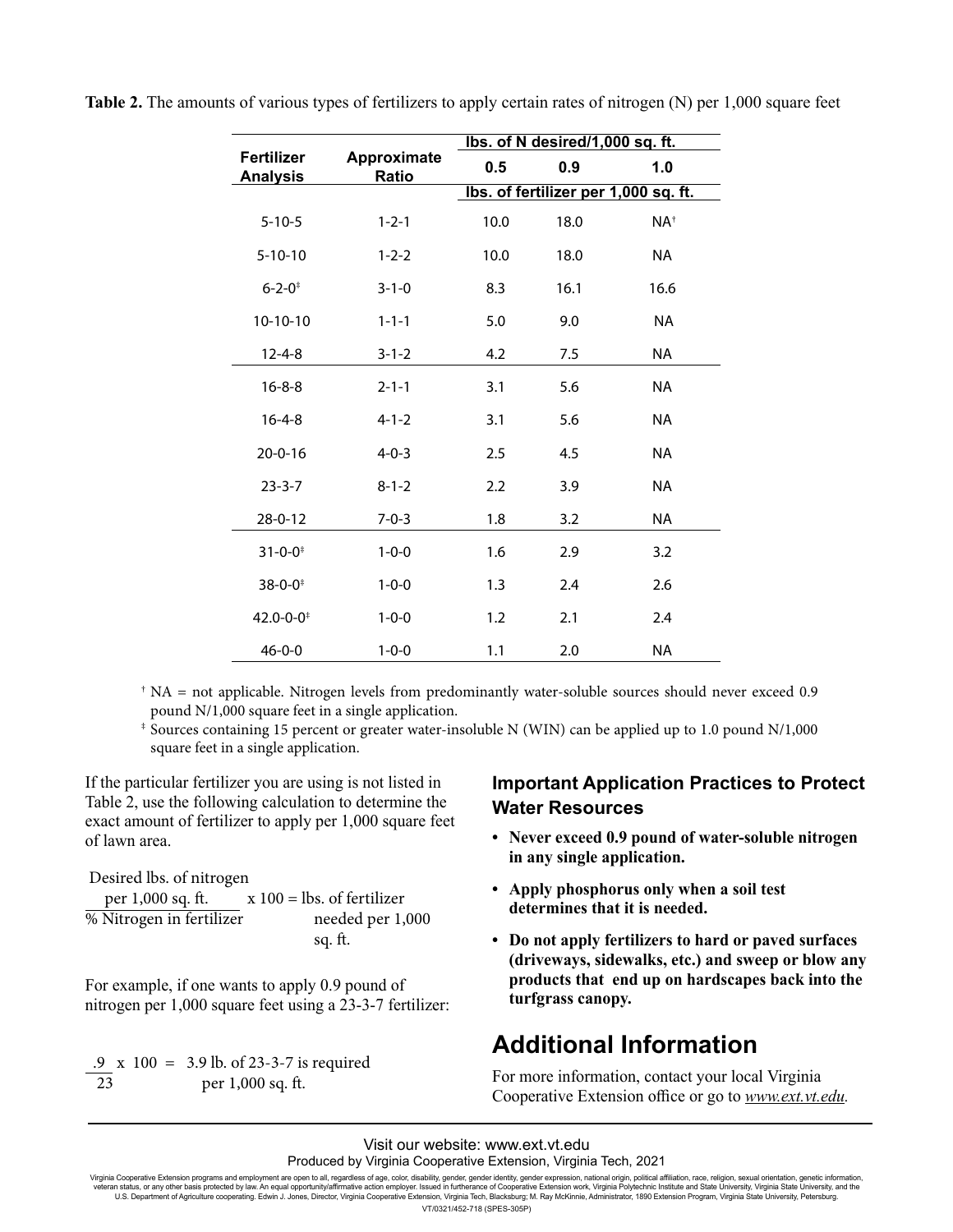**Table 2.** The amounts of various types of fertilizers to apply certain rates of nitrogen (N) per 1,000 square feet

| Fertilizer Analysis | Approximate Ratio | lbs. of N desired/1,000 sq. ft. | | |
|---|---|---|---|---|
| | | 0.5 | 0.9 | 1.0 |
| | | lbs. of fertilizer per 1,000 sq. ft. | | |
| 5-10-5 | 1-2-1 | 10.0 | 18.0 | NA[†] |
| 5-10-10 | 1-2-2 | 10.0 | 18.0 | NA |
| 6-2-0[‡] | 3-1-0 | 8.3 | 16.1 | 16.6 |
| 10-10-10 | 1-1-1 | 5.0 | 9.0 | NA |
| 12-4-8 | 3-1-2 | 4.2 | 7.5 | NA |
| 16-8-8 | 2-1-1 | 3.1 | 5.6 | NA |
| 16-4-8 | 4-1-2 | 3.1 | 5.6 | NA |
| 20-0-16 | 4-0-3 | 2.5 | 4.5 | NA |
| 23-3-7 | 8-1-2 | 2.2 | 3.9 | NA |
| 28-0-12 | 7-0-3 | 1.8 | 3.2 | NA |
| 31-0-0[‡] | 1-0-0 | 1.6 | 2.9 | 3.2 |
| 38-0-0[‡] | 1-0-0 | 1.3 | 2.4 | 2.6 |
| 42.0-0-0[‡] | 1-0-0 | 1.2 | 2.1 | 2.4 |
| 46-0-0 | 1-0-0 | 1.1 | 2.0 | NA |

[†] NA = not applicable. Nitrogen levels from predominantly water-soluble sources should never exceed 0.9 pound N/1,000 square feet in a single application.

[‡] Sources containing 15 percent or greater water-insoluble N (WIN) can be applied up to 1.0 pound N/1,000 square feet in a single application.

If the particular fertilizer you are using is not listed in Table 2, use the following calculation to determine the exact amount of fertilizer to apply per 1,000 square feet of lawn area.

$$\frac{\text{Desired lbs. of nitrogen per 1,000 sq. ft.}}{\text{\% Nitrogen in fertilizer}} \times 100 = \text{lbs. of fertilizer needed per 1,000 sq. ft.}$$

For example, if one wants to apply 0.9 pound of nitrogen per 1,000 square feet using a 23-3-7 fertilizer:

$$\frac{.9}{23} \times 100 = 3.9 \text{ lb. of 23-3-7 is required per 1,000 sq. ft.}$$

### Important Application Practices to Protect Water Resources

- **Never exceed 0.9 pound of water-soluble nitrogen in any single application.**
- **Apply phosphorus only when a soil test determines that it is needed.**
- **Do not apply fertilizers to hard or paved surfaces (driveways, sidewalks, etc.) and sweep or blow any products that end up on hardscapes back into the turfgrass canopy.**

## Additional Information

For more information, contact your local Virginia Cooperative Extension office or go to *www.ext.vt.edu*.

Visit our website: www.ext.vt.edu

Produced by Virginia Cooperative Extension, Virginia Tech, 2021

Virginia Cooperative Extension programs and employment are open to all, regardless of age, color, disability, gender, gender identity, gender expression, national origin, political affiliation, race, religion, sexual orientation, genetic information, veteran status, or any other basis protected by law. An equal opportunity/affirmative action employer. Issued in furtherance of Cooperative Extension work, Virginia Polytechnic Institute and State University, Virginia State University, and the U.S. Department of Agriculture cooperating. Edwin J. Jones, Director, Virginia Cooperative Extension, Virginia Tech, Blacksburg; M. Ray McKinnie, Administrator, 1890 Extension Program, Virginia State University, Petersburg.

VT/0321/452-718 (SPES-305P)